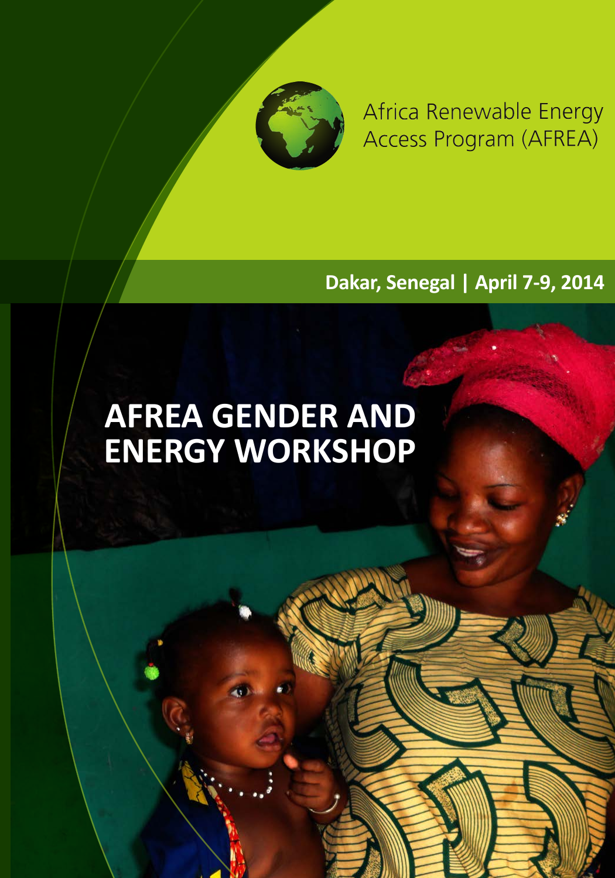Africa Renewable Energy Access Program (AFREA)

**Dakar, Senegal | April 7-9, 2014**

# AFREA GENDER AND ENERGY WORKSHOP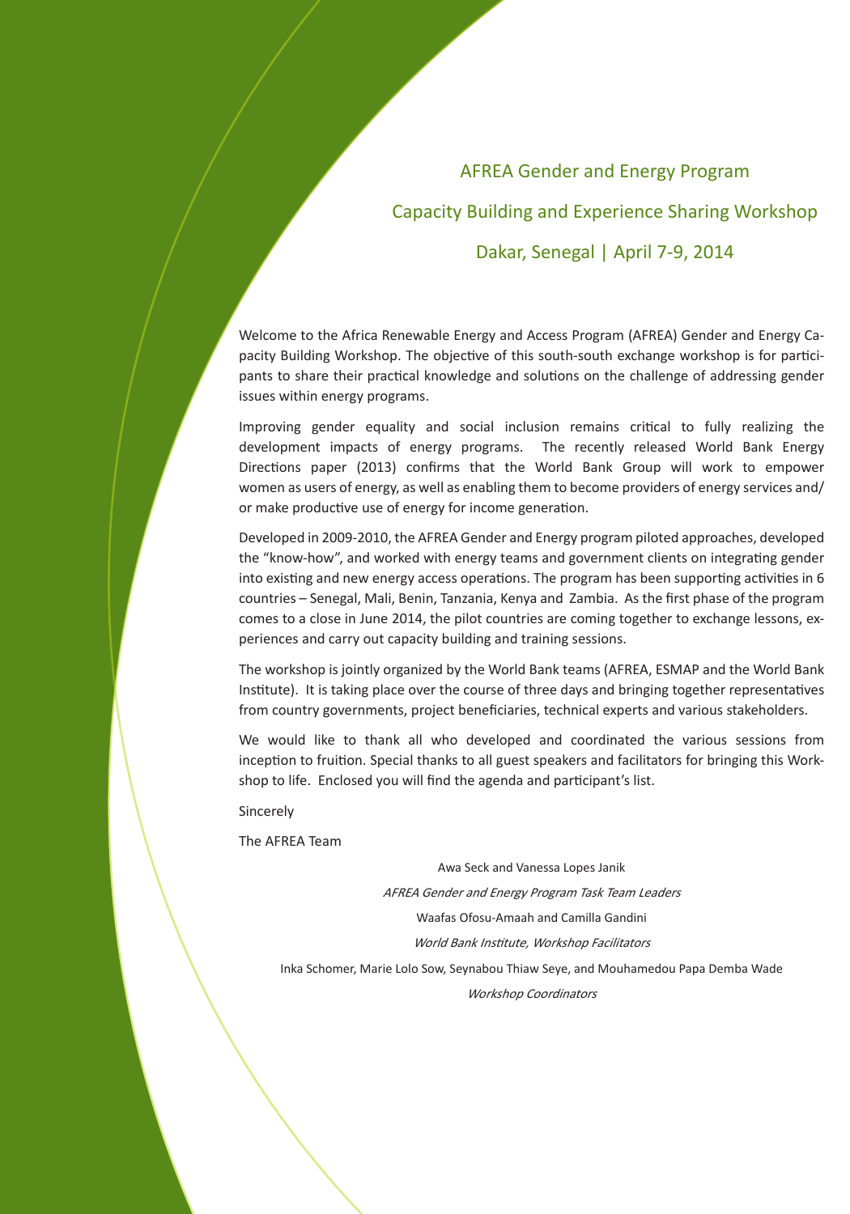# AFREA Gender and Energy Program

## Capacity Building and Experience Sharing Workshop

## Dakar, Senegal | April 7-9, 2014

Welcome to the Africa Renewable Energy and Access Program (AFREA) Gender and Energy Capacity Building Workshop. The objective of this south-south exchange workshop is for participants to share their practical knowledge and solutions on the challenge of addressing gender issues within energy programs.

Improving gender equality and social inclusion remains critical to fully realizing the development impacts of energy programs. The recently released World Bank Energy Directions paper (2013) confirms that the World Bank Group will work to empower women as users of energy, as well as enabling them to become providers of energy services and/or make productive use of energy for income generation.

Developed in 2009-2010, the AFREA Gender and Energy program piloted approaches, developed the "know-how", and worked with energy teams and government clients on integrating gender into existing and new energy access operations. The program has been supporting activities in 6 countries – Senegal, Mali, Benin, Tanzania, Kenya and Zambia. As the first phase of the program comes to a close in June 2014, the pilot countries are coming together to exchange lessons, experiences and carry out capacity building and training sessions.

The workshop is jointly organized by the World Bank teams (AFREA, ESMAP and the World Bank Institute). It is taking place over the course of three days and bringing together representatives from country governments, project beneficiaries, technical experts and various stakeholders.

We would like to thank all who developed and coordinated the various sessions from inception to fruition. Special thanks to all guest speakers and facilitators for bringing this Workshop to life. Enclosed you will find the agenda and participant's list.

Sincerely

The AFREA Team

Awa Seck and Vanessa Lopes Janik

*AFREA Gender and Energy Program Task Team Leaders*

Waafas Ofosu-Amaah and Camilla Gandini

*World Bank Institute, Workshop Facilitators*

Inka Schomer, Marie Lolo Sow, Seynabou Thiaw Seye, and Mouhamedou Papa Demba Wade

*Workshop Coordinators*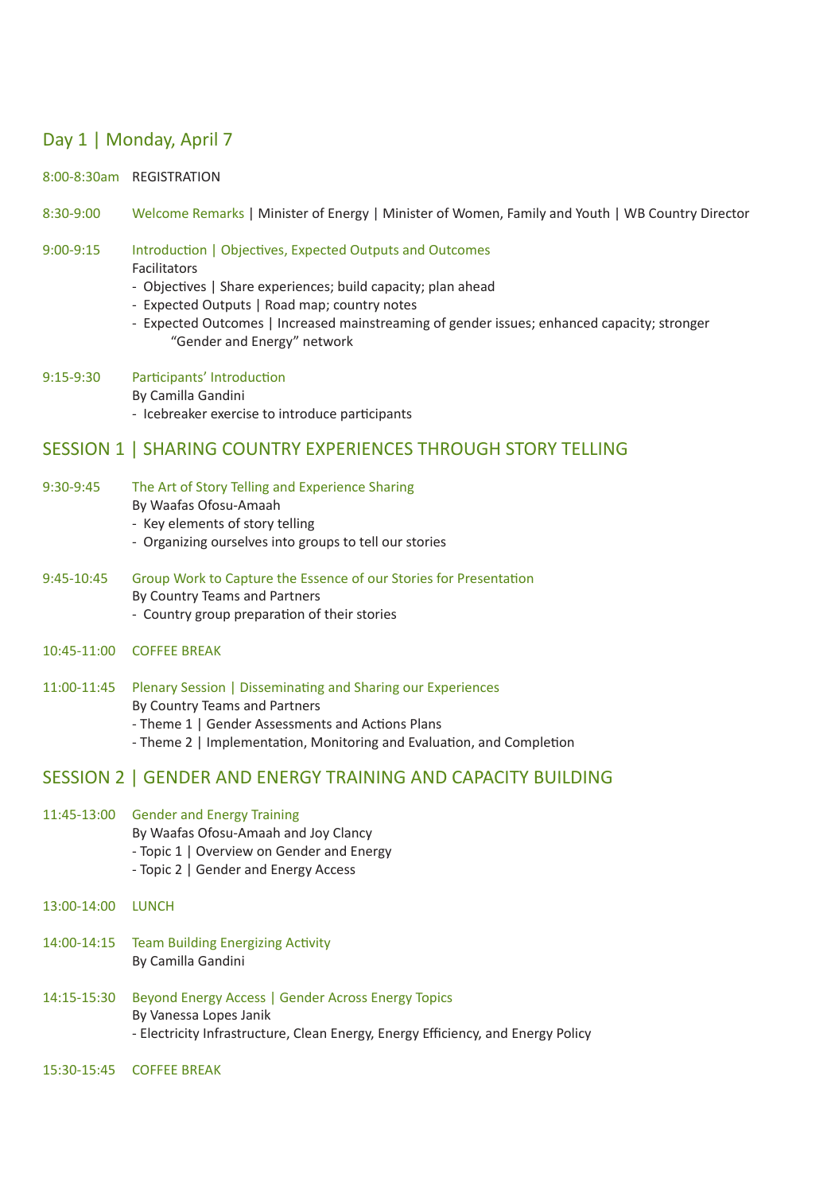## Day 1 | Monday, April 7

8:00-8:30am REGISTRATION

8:30-9:00 Welcome Remarks | Minister of Energy | Minister of Women, Family and Youth | WB Country Director

9:00-9:15 Introduction | Objectives, Expected Outputs and Outcomes
Facilitators
- Objectives | Share experiences; build capacity; plan ahead
- Expected Outputs | Road map; country notes
- Expected Outcomes | Increased mainstreaming of gender issues; enhanced capacity; stronger "Gender and Energy" network

9:15-9:30 Participants' Introduction
By Camilla Gandini
- Icebreaker exercise to introduce participants

## SESSION 1 | SHARING COUNTRY EXPERIENCES THROUGH STORY TELLING

9:30-9:45 The Art of Story Telling and Experience Sharing
By Waafas Ofosu-Amaah
- Key elements of story telling
- Organizing ourselves into groups to tell our stories

9:45-10:45 Group Work to Capture the Essence of our Stories for Presentation
By Country Teams and Partners
- Country group preparation of their stories

10:45-11:00 COFFEE BREAK

11:00-11:45 Plenary Session | Disseminating and Sharing our Experiences
By Country Teams and Partners
- Theme 1 | Gender Assessments and Actions Plans
- Theme 2 | Implementation, Monitoring and Evaluation, and Completion

## SESSION 2 | GENDER AND ENERGY TRAINING AND CAPACITY BUILDING

11:45-13:00 Gender and Energy Training
By Waafas Ofosu-Amaah and Joy Clancy
- Topic 1 | Overview on Gender and Energy
- Topic 2 | Gender and Energy Access

13:00-14:00 LUNCH

14:00-14:15 Team Building Energizing Activity
By Camilla Gandini

14:15-15:30 Beyond Energy Access | Gender Across Energy Topics
By Vanessa Lopes Janik
- Electricity Infrastructure, Clean Energy, Energy Efficiency, and Energy Policy

15:30-15:45 COFFEE BREAK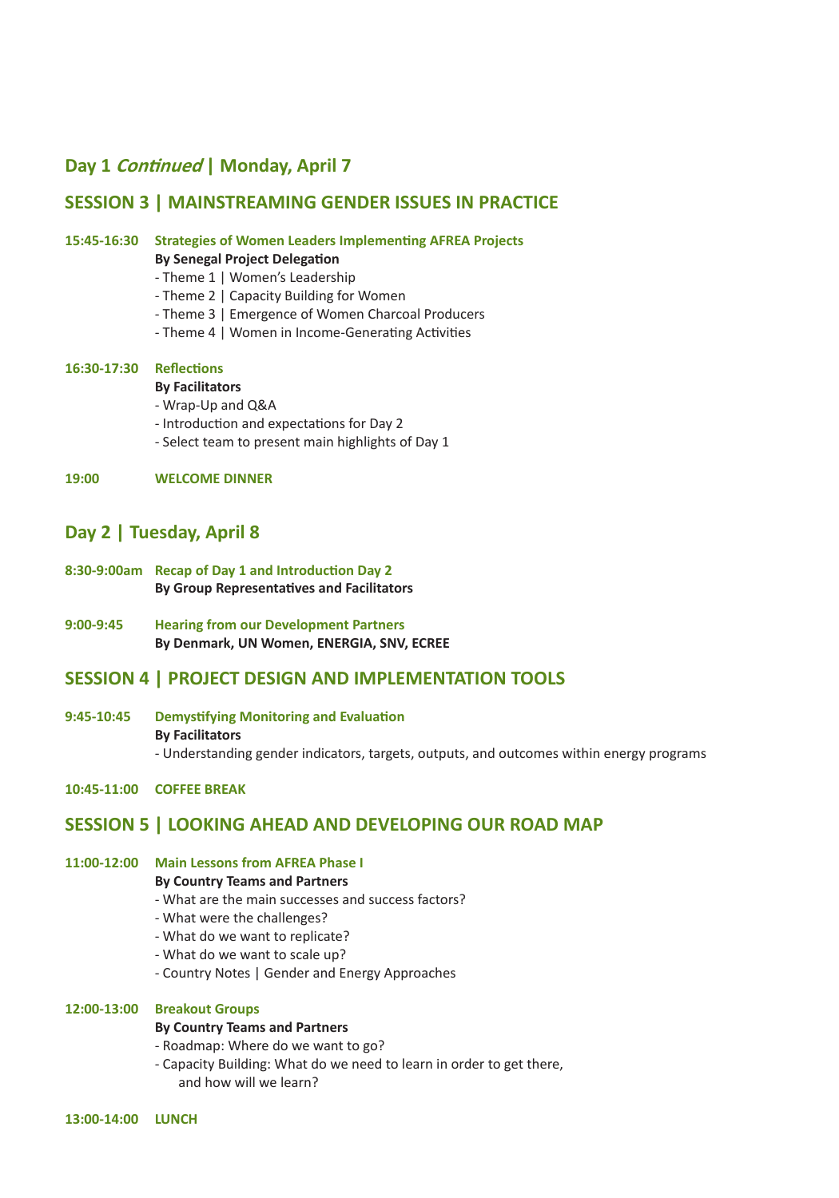## Day 1 *Continued* | Monday, April 7

## SESSION 3 | MAINSTREAMING GENDER ISSUES IN PRACTICE

**15:45-16:30** **Strategies of Women Leaders Implementing AFREA Projects**
**By Senegal Project Delegation**
- Theme 1 | Women's Leadership
- Theme 2 | Capacity Building for Women
- Theme 3 | Emergence of Women Charcoal Producers
- Theme 4 | Women in Income-Generating Activities

**16:30-17:30** **Reflections**
**By Facilitators**
- Wrap-Up and Q&A
- Introduction and expectations for Day 2
- Select team to present main highlights of Day 1

**19:00** **WELCOME DINNER**

## Day 2 | Tuesday, April 8

**8:30-9:00am** **Recap of Day 1 and Introduction Day 2**
**By Group Representatives and Facilitators**

**9:00-9:45** **Hearing from our Development Partners**
**By Denmark, UN Women, ENERGIA, SNV, ECREE**

## SESSION 4 | PROJECT DESIGN AND IMPLEMENTATION TOOLS

**9:45-10:45** **Demystifying Monitoring and Evaluation**
**By Facilitators**
- Understanding gender indicators, targets, outputs, and outcomes within energy programs

**10:45-11:00** **COFFEE BREAK**

## SESSION 5 | LOOKING AHEAD AND DEVELOPING OUR ROAD MAP

**11:00-12:00** **Main Lessons from AFREA Phase I**
**By Country Teams and Partners**
- What are the main successes and success factors?
- What were the challenges?
- What do we want to replicate?
- What do we want to scale up?
- Country Notes | Gender and Energy Approaches

**12:00-13:00** **Breakout Groups**
**By Country Teams and Partners**
- Roadmap: Where do we want to go?
- Capacity Building: What do we need to learn in order to get there, and how will we learn?

**13:00-14:00** **LUNCH**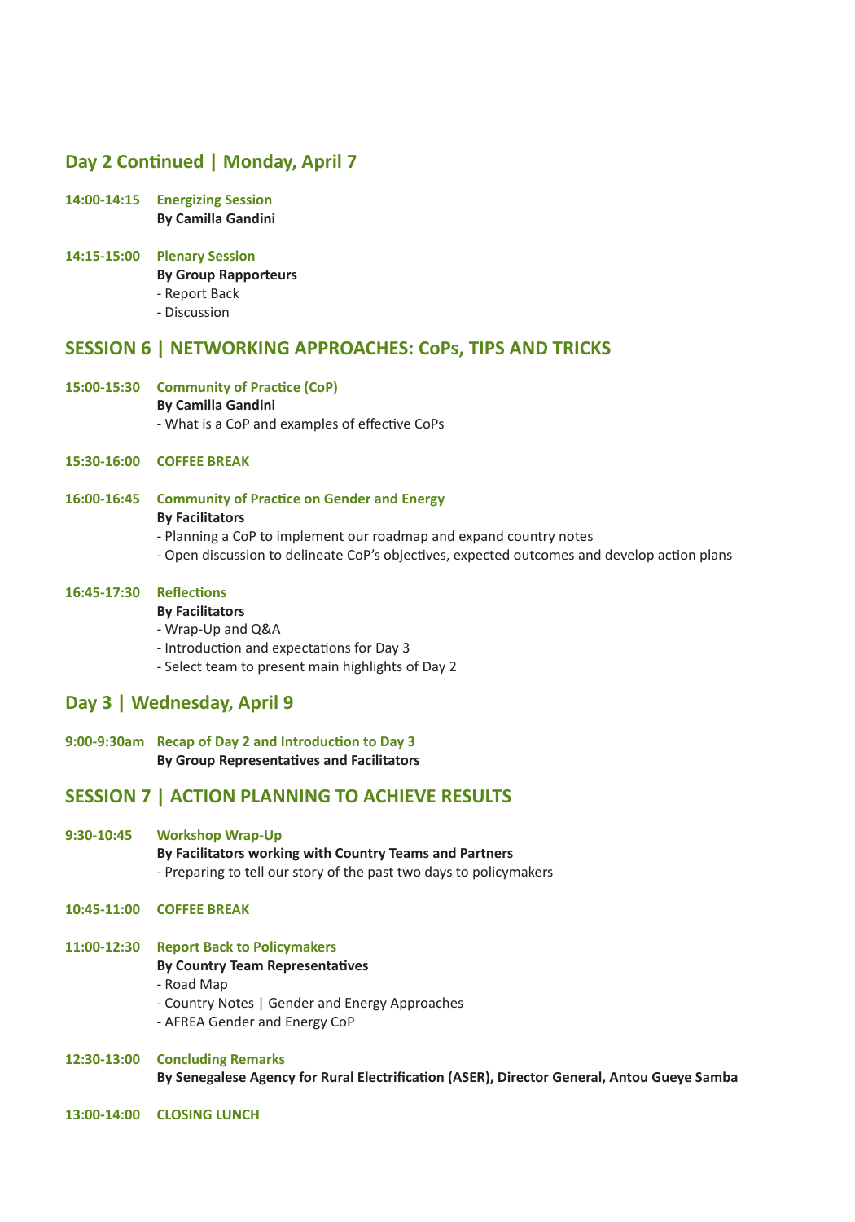## Day 2 Continued | Monday, April 7

**14:00-14:15** **Energizing Session**
**By Camilla Gandini**

**14:15-15:00** **Plenary Session**
**By Group Rapporteurs**
- Report Back
- Discussion

## SESSION 6 | NETWORKING APPROACHES: CoPs, TIPS AND TRICKS

**15:00-15:30** **Community of Practice (CoP)**
**By Camilla Gandini**
- What is a CoP and examples of effective CoPs

**15:30-16:00** **COFFEE BREAK**

**16:00-16:45** **Community of Practice on Gender and Energy**
**By Facilitators**
- Planning a CoP to implement our roadmap and expand country notes
- Open discussion to delineate CoP's objectives, expected outcomes and develop action plans

**16:45-17:30** **Reflections**
**By Facilitators**
- Wrap-Up and Q&A
- Introduction and expectations for Day 3
- Select team to present main highlights of Day 2

## Day 3 | Wednesday, April 9

**9:00-9:30am** **Recap of Day 2 and Introduction to Day 3**
**By Group Representatives and Facilitators**

## SESSION 7 | ACTION PLANNING TO ACHIEVE RESULTS

**9:30-10:45** **Workshop Wrap-Up**
**By Facilitators working with Country Teams and Partners**
- Preparing to tell our story of the past two days to policymakers

**10:45-11:00** **COFFEE BREAK**

**11:00-12:30** **Report Back to Policymakers**
**By Country Team Representatives**
- Road Map
- Country Notes | Gender and Energy Approaches
- AFREA Gender and Energy CoP

**12:30-13:00** **Concluding Remarks**
**By Senegalese Agency for Rural Electrification (ASER), Director General, Antou Gueye Samba**

**13:00-14:00** **CLOSING LUNCH**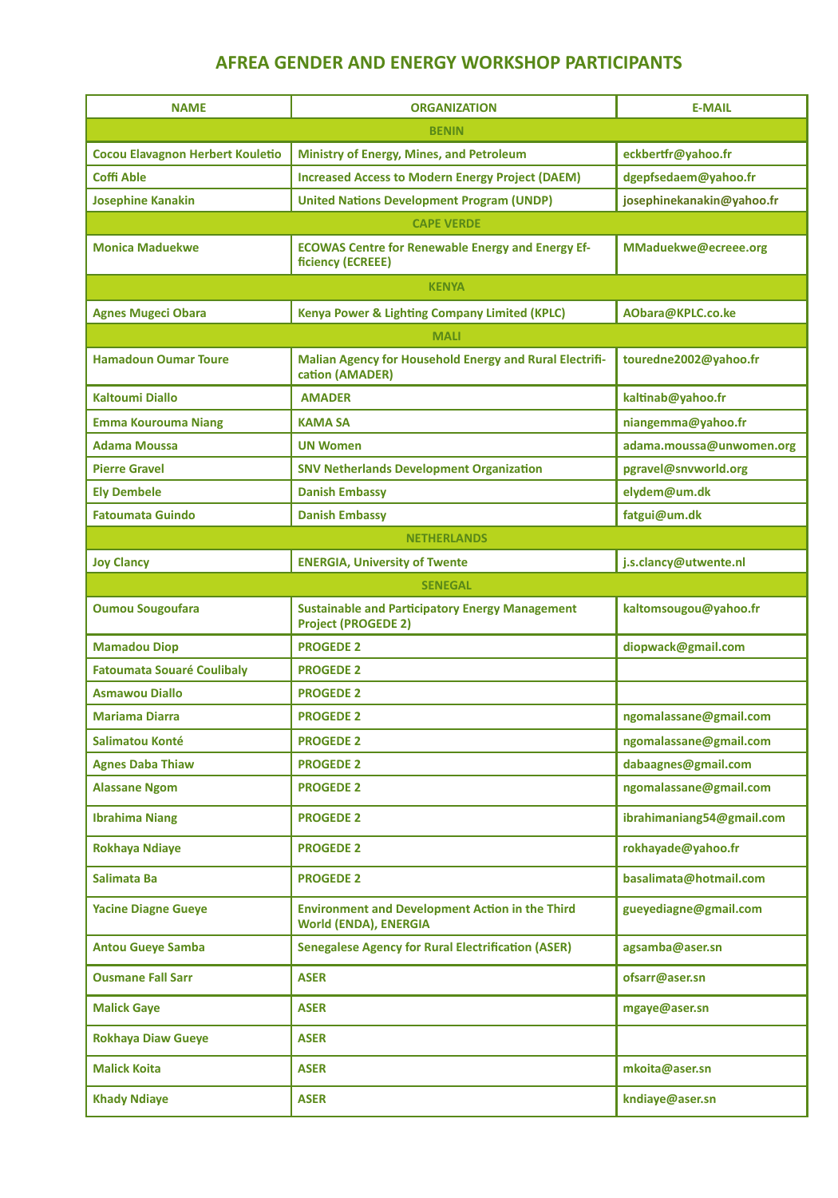# AFREA GENDER AND ENERGY WORKSHOP PARTICIPANTS

| NAME | ORGANIZATION | E-MAIL |
|---|---|---|
| **BENIN** | | |
| Cocou Elavagnon Herbert Kouletio | Ministry of Energy, Mines, and Petroleum | eckbertfr@yahoo.fr |
| Coffi Able | Increased Access to Modern Energy Project (DAEM) | dgepfsedaem@yahoo.fr |
| Josephine Kanakin | United Nations Development Program (UNDP) | josephinekanakin@yahoo.fr |
| **CAPE VERDE** | | |
| Monica Maduekwe | ECOWAS Centre for Renewable Energy and Energy Efficiency (ECREEE) | MMaduekwe@ecreee.org |
| **KENYA** | | |
| Agnes Mugeci Obara | Kenya Power & Lighting Company Limited (KPLC) | AObara@KPLC.co.ke |
| **MALI** | | |
| Hamadoun Oumar Toure | Malian Agency for Household Energy and Rural Electrification (AMADER) | touredne2002@yahoo.fr |
| Kaltoumi Diallo | AMADER | kaltinab@yahoo.fr |
| Emma Kourouma Niang | KAMA SA | niangemma@yahoo.fr |
| Adama Moussa | UN Women | adama.moussa@unwomen.org |
| Pierre Gravel | SNV Netherlands Development Organization | pgravel@snvworld.org |
| Ely Dembele | Danish Embassy | elydem@um.dk |
| Fatoumata Guindo | Danish Embassy | fatgui@um.dk |
| **NETHERLANDS** | | |
| Joy Clancy | ENERGIA, University of Twente | j.s.clancy@utwente.nl |
| **SENEGAL** | | |
| Oumou Sougoufara | Sustainable and Participatory Energy Management Project (PROGEDE 2) | kaltomsougou@yahoo.fr |
| Mamadou Diop | PROGEDE 2 | diopwack@gmail.com |
| Fatoumata Souaré Coulibaly | PROGEDE 2 | |
| Asmawou Diallo | PROGEDE 2 | |
| Mariama Diarra | PROGEDE 2 | ngomalassane@gmail.com |
| Salimatou Konté | PROGEDE 2 | ngomalassane@gmail.com |
| Agnes Daba Thiaw | PROGEDE 2 | dabaagnes@gmail.com |
| Alassane Ngom | PROGEDE 2 | ngomalassane@gmail.com |
| Ibrahima Niang | PROGEDE 2 | ibrahimaniang54@gmail.com |
| Rokhaya Ndiaye | PROGEDE 2 | rokhayade@yahoo.fr |
| Salimata Ba | PROGEDE 2 | basalimata@hotmail.com |
| Yacine Diagne Gueye | Environment and Development Action in the Third World (ENDA), ENERGIA | gueyediagne@gmail.com |
| Antou Gueye Samba | Senegalese Agency for Rural Electrification (ASER) | agsamba@aser.sn |
| Ousmane Fall Sarr | ASER | ofsarr@aser.sn |
| Malick Gaye | ASER | mgaye@aser.sn |
| Rokhaya Diaw Gueye | ASER | |
| Malick Koita | ASER | mkoita@aser.sn |
| Khady Ndiaye | ASER | kndiaye@aser.sn |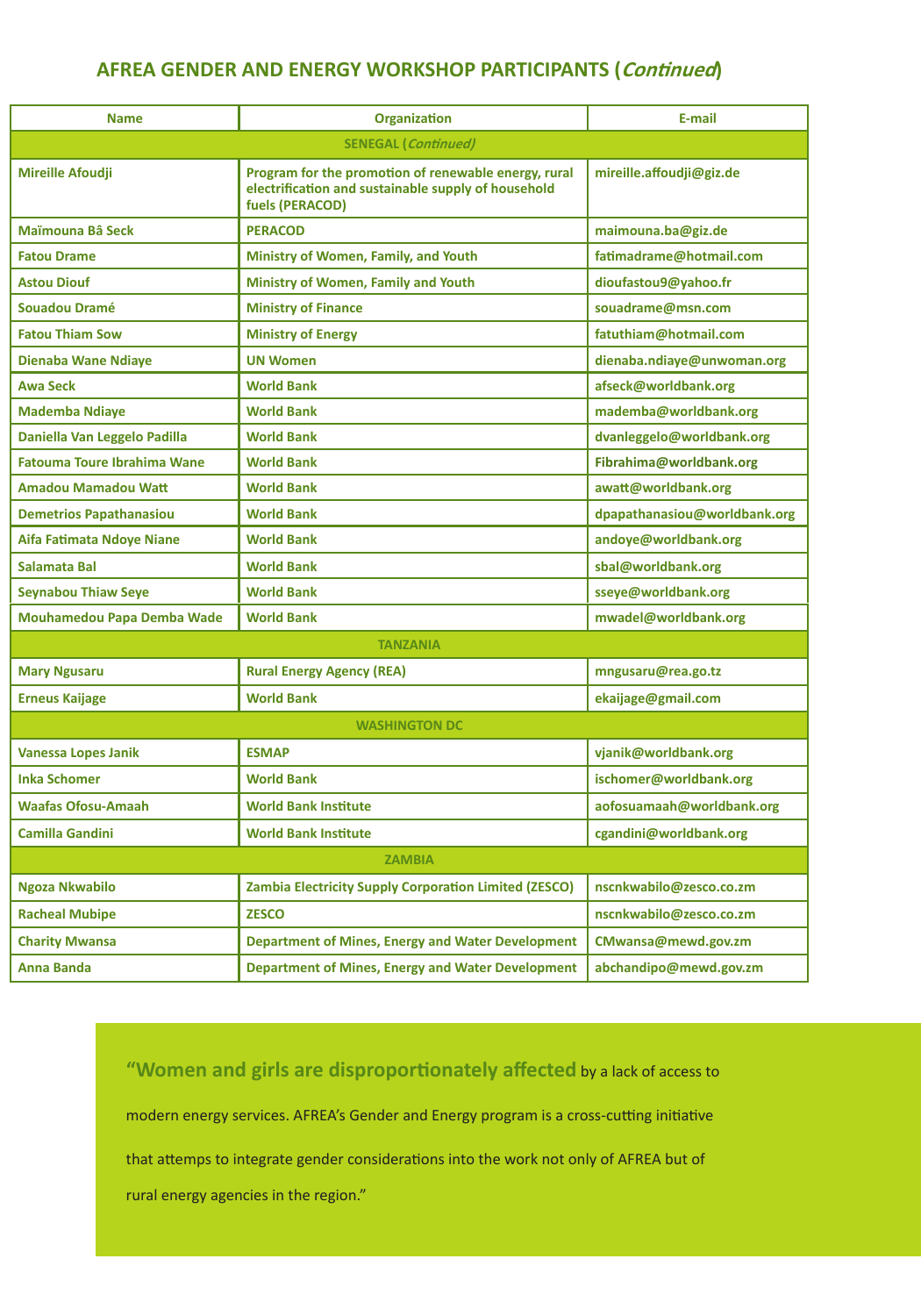## AFREA GENDER AND ENERGY WORKSHOP PARTICIPANTS (*Continued*)

| Name | Organization | E-mail |
|---|---|---|
| **SENEGAL (*Continued*)** | | |
| Mireille Afoudji | Program for the promotion of renewable energy, rural electrification and sustainable supply of household fuels (PERACOD) | mireille.affoudji@giz.de |
| Maïmouna Bâ Seck | PERACOD | maimouna.ba@giz.de |
| Fatou Drame | Ministry of Women, Family, and Youth | fatimadrame@hotmail.com |
| Astou Diouf | Ministry of Women, Family and Youth | dioufastou9@yahoo.fr |
| Souadou Dramé | Ministry of Finance | souadrame@msn.com |
| Fatou Thiam Sow | Ministry of Energy | fatuthiam@hotmail.com |
| Dienaba Wane Ndiaye | UN Women | dienaba.ndiaye@unwoman.org |
| Awa Seck | World Bank | afseck@worldbank.org |
| Mademba Ndiaye | World Bank | mademba@worldbank.org |
| Daniella Van Leggelo Padilla | World Bank | dvanleggelo@worldbank.org |
| Fatouma Toure Ibrahima Wane | World Bank | Fibrahima@worldbank.org |
| Amadou Mamadou Watt | World Bank | awatt@worldbank.org |
| Demetrios Papathanasiou | World Bank | dpapathanasiou@worldbank.org |
| Aifa Fatimata Ndoye Niane | World Bank | andoye@worldbank.org |
| Salamata Bal | World Bank | sbal@worldbank.org |
| Seynabou Thiaw Seye | World Bank | sseye@worldbank.org |
| Mouhamedou Papa Demba Wade | World Bank | mwadel@worldbank.org |
| **TANZANIA** | | |
| Mary Ngusaru | Rural Energy Agency (REA) | mngusaru@rea.go.tz |
| Erneus Kaijage | World Bank | ekaijage@gmail.com |
| **WASHINGTON DC** | | |
| Vanessa Lopes Janik | ESMAP | vjanik@worldbank.org |
| Inka Schomer | World Bank | ischomer@worldbank.org |
| Waafas Ofosu-Amaah | World Bank Institute | aofosuamaah@worldbank.org |
| Camilla Gandini | World Bank Institute | cgandini@worldbank.org |
| **ZAMBIA** | | |
| Ngoza Nkwabilo | Zambia Electricity Supply Corporation Limited (ZESCO) | nscnkwabilo@zesco.co.zm |
| Racheal Mubipe | ZESCO | nscnkwabilo@zesco.co.zm |
| Charity Mwansa | Department of Mines, Energy and Water Development | CMwansa@mewd.gov.zm |
| Anna Banda | Department of Mines, Energy and Water Development | abchandipo@mewd.gov.zm |

"**Women and girls are disproportionately affected** by a lack of access to modern energy services. AFREA's Gender and Energy program is a cross-cutting initiative that attemps to integrate gender considerations into the work not only of AFREA but of rural energy agencies in the region."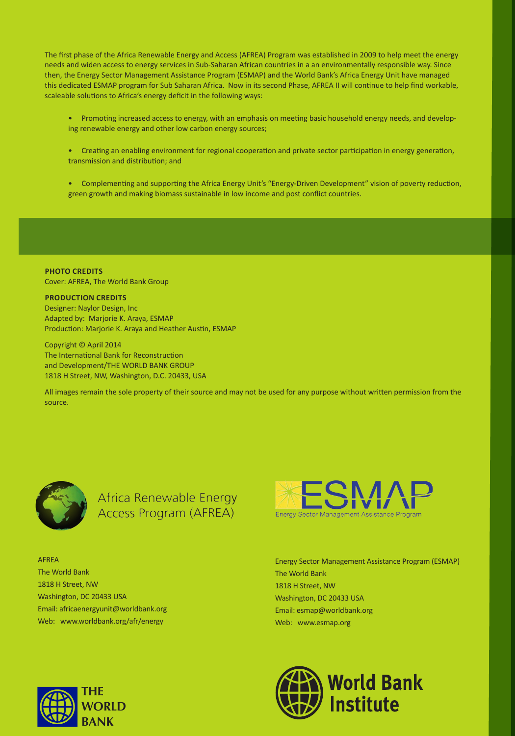The first phase of the Africa Renewable Energy and Access (AFREA) Program was established in 2009 to help meet the energy needs and widen access to energy services in Sub-Saharan African countries in a an environmentally responsible way. Since then, the Energy Sector Management Assistance Program (ESMAP) and the World Bank's Africa Energy Unit have managed this dedicated ESMAP program for Sub Saharan Africa. Now in its second Phase, AFREA II will continue to help find workable, scaleable solutions to Africa's energy deficit in the following ways:

- Promoting increased access to energy, with an emphasis on meeting basic household energy needs, and developing renewable energy and other low carbon energy sources;
- Creating an enabling environment for regional cooperation and private sector participation in energy generation, transmission and distribution; and
- Complementing and supporting the Africa Energy Unit's "Energy-Driven Development" vision of poverty reduction, green growth and making biomass sustainable in low income and post conflict countries.

**PHOTO CREDITS**
Cover: AFREA, The World Bank Group

**PRODUCTION CREDITS**
Designer: Naylor Design, Inc
Adapted by: Marjorie K. Araya, ESMAP
Production: Marjorie K. Araya and Heather Austin, ESMAP

Copyright © April 2014
The International Bank for Reconstruction and Development/THE WORLD BANK GROUP
1818 H Street, NW, Washington, D.C. 20433, USA

All images remain the sole property of their source and may not be used for any purpose without written permission from the source.

Africa Renewable Energy Access Program (AFREA)

ESMAP
Energy Sector Management Assistance Program

AFREA
The World Bank
1818 H Street, NW
Washington, DC 20433 USA
Email: africaenergyunit@worldbank.org
Web: www.worldbank.org/afr/energy

Energy Sector Management Assistance Program (ESMAP)
The World Bank
1818 H Street, NW
Washington, DC 20433 USA
Email: esmap@worldbank.org
Web: www.esmap.org

THE WORLD BANK

World Bank Institute